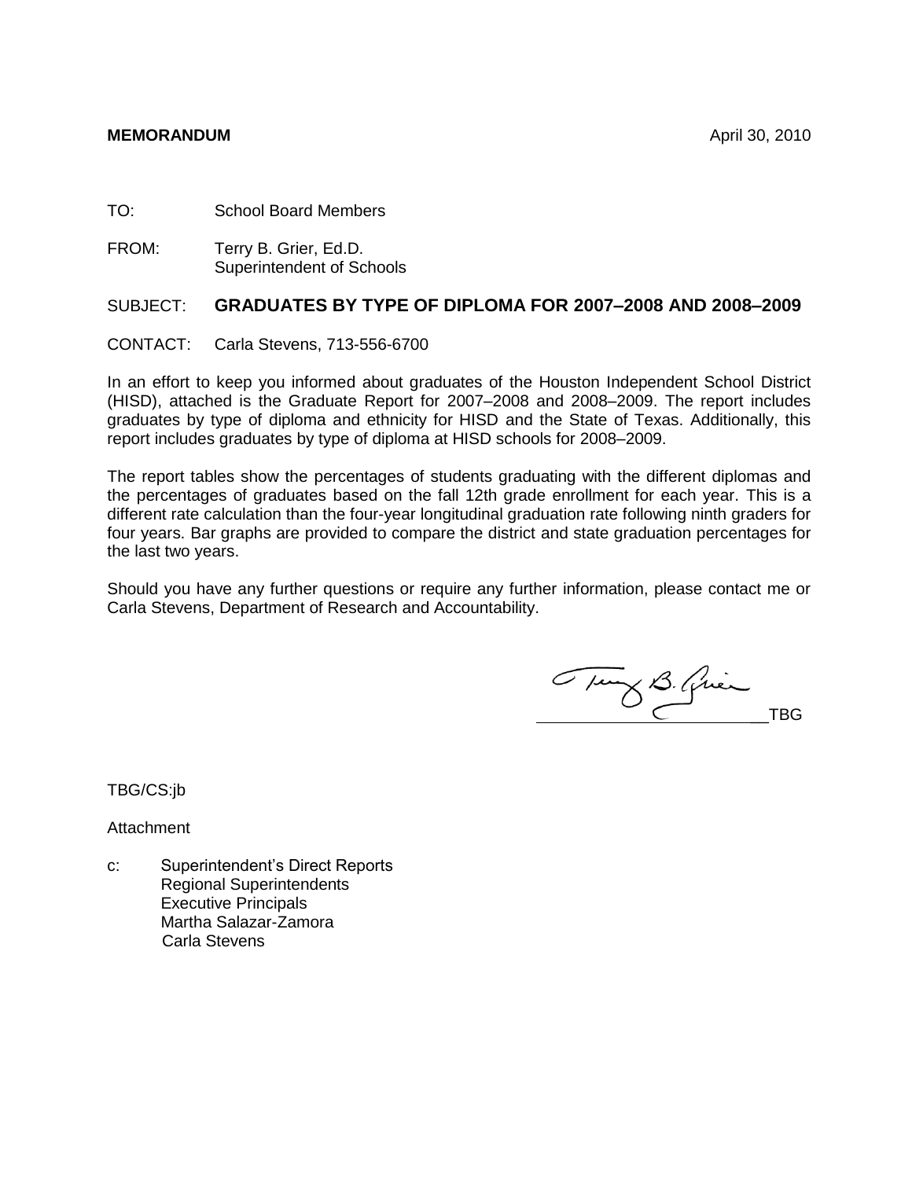**MEMORANDUM** April 30, 2010

TO: School Board Members

FROM: Terry B. Grier, Ed.D.
Superintendent of Schools

SUBJECT: **GRADUATES BY TYPE OF DIPLOMA FOR 2007–2008 AND 2008–2009**

CONTACT: Carla Stevens, 713-556-6700

In an effort to keep you informed about graduates of the Houston Independent School District (HISD), attached is the Graduate Report for 2007–2008 and 2008–2009. The report includes graduates by type of diploma and ethnicity for HISD and the State of Texas. Additionally, this report includes graduates by type of diploma at HISD schools for 2008–2009.

The report tables show the percentages of students graduating with the different diplomas and the percentages of graduates based on the fall 12th grade enrollment for each year. This is a different rate calculation than the four-year longitudinal graduation rate following ninth graders for four years. Bar graphs are provided to compare the district and state graduation percentages for the last two years.

Should you have any further questions or require any further information, please contact me or Carla Stevens, Department of Research and Accountability.

Terry B. Grier
__TBG

TBG/CS:jb

Attachment

c: Superintendent's Direct Reports
Regional Superintendents
Executive Principals
Martha Salazar-Zamora
Carla Stevens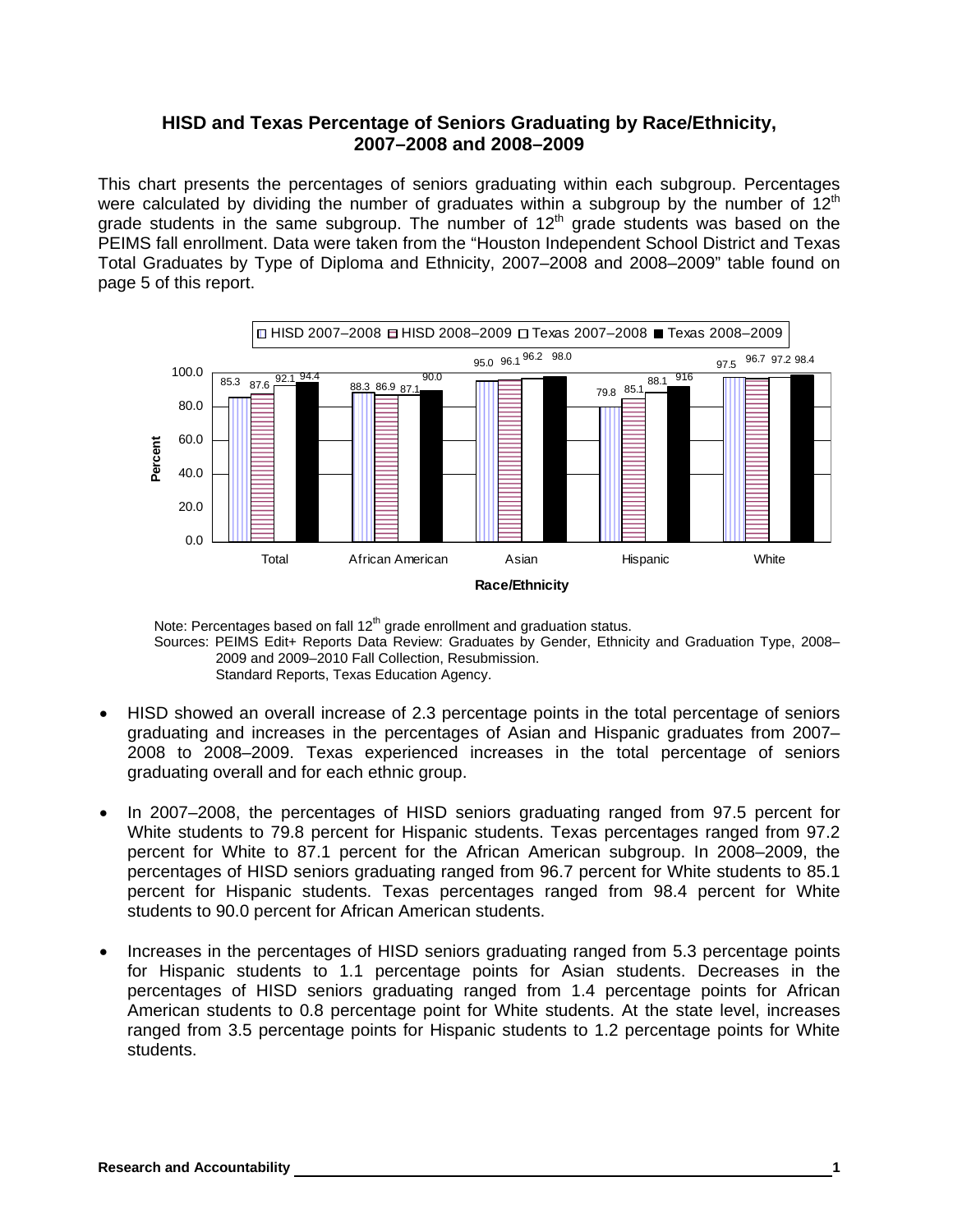## HISD and Texas Percentage of Seniors Graduating by Race/Ethnicity, 2007–2008 and 2008–2009

This chart presents the percentages of seniors graduating within each subgroup. Percentages were calculated by dividing the number of graduates within a subgroup by the number of 12th grade students in the same subgroup. The number of 12th grade students was based on the PEIMS fall enrollment. Data were taken from the "Houston Independent School District and Texas Total Graduates by Type of Diploma and Ethnicity, 2007–2008 and 2008–2009" table found on page 5 of this report.

| Race/Ethnicity | HISD 2007–2008 | HISD 2008–2009 | Texas 2007–2008 | Texas 2008–2009 |
|---|---|---|---|---|
| Total | 85.3 | 87.6 | 92.1 | 94.4 |
| African American | 88.3 | 86.9 | 87.1 | 90.0 |
| Asian | 95.0 | 96.1 | 96.2 | 98.0 |
| Hispanic | 79.8 | 85.1 | 88.1 | 916 |
| White | 97.5 | 96.7 | 97.2 | 98.4 |

Note: Percentages based on fall 12th grade enrollment and graduation status.

Sources: PEIMS Edit+ Reports Data Review: Graduates by Gender, Ethnicity and Graduation Type, 2008–2009 and 2009–2010 Fall Collection, Resubmission.
Standard Reports, Texas Education Agency.

- HISD showed an overall increase of 2.3 percentage points in the total percentage of seniors graduating and increases in the percentages of Asian and Hispanic graduates from 2007–2008 to 2008–2009. Texas experienced increases in the total percentage of seniors graduating overall and for each ethnic group.
- In 2007–2008, the percentages of HISD seniors graduating ranged from 97.5 percent for White students to 79.8 percent for Hispanic students. Texas percentages ranged from 97.2 percent for White to 87.1 percent for the African American subgroup. In 2008–2009, the percentages of HISD seniors graduating ranged from 96.7 percent for White students to 85.1 percent for Hispanic students. Texas percentages ranged from 98.4 percent for White students to 90.0 percent for African American students.
- Increases in the percentages of HISD seniors graduating ranged from 5.3 percentage points for Hispanic students to 1.1 percentage points for Asian students. Decreases in the percentages of HISD seniors graduating ranged from 1.4 percentage points for African American students to 0.8 percentage point for White students. At the state level, increases ranged from 3.5 percentage points for Hispanic students to 1.2 percentage points for White students.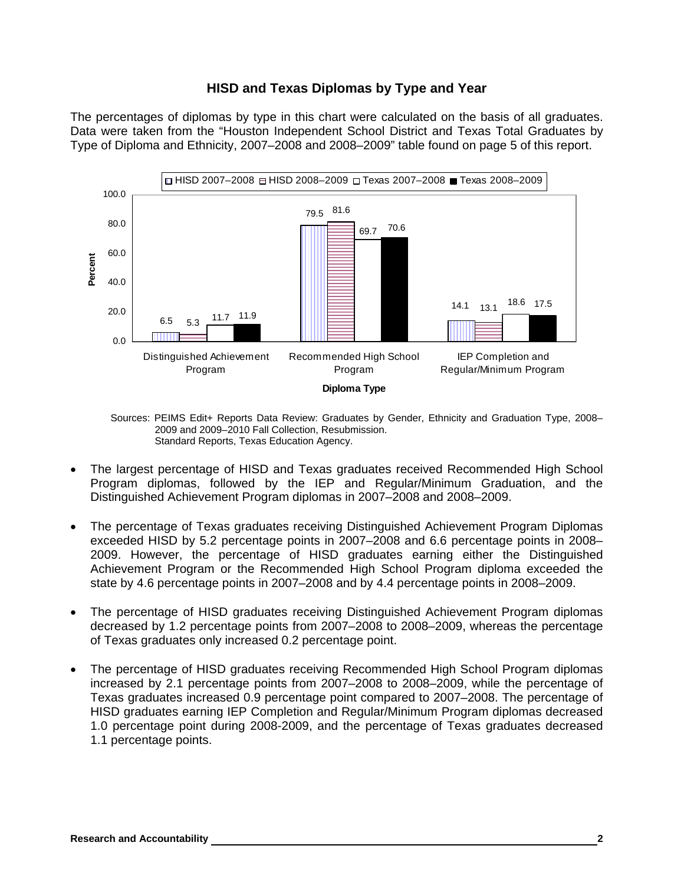## HISD and Texas Diplomas by Type and Year

The percentages of diplomas by type in this chart were calculated on the basis of all graduates. Data were taken from the "Houston Independent School District and Texas Total Graduates by Type of Diploma and Ethnicity, 2007–2008 and 2008–2009" table found on page 5 of this report.

| Diploma Type | HISD 2007–2008 | HISD 2008–2009 | Texas 2007–2008 | Texas 2008–2009 |
|---|---|---|---|---|
| Distinguished Achievement Program | 6.5 | 5.3 | 11.7 | 11.9 |
| Recommended High School Program | 79.5 | 81.6 | 69.7 | 70.6 |
| IEP Completion and Regular/Minimum Program | 14.1 | 13.1 | 18.6 | 17.5 |

Sources: PEIMS Edit+ Reports Data Review: Graduates by Gender, Ethnicity and Graduation Type, 2008–2009 and 2009–2010 Fall Collection, Resubmission.
Standard Reports, Texas Education Agency.

- The largest percentage of HISD and Texas graduates received Recommended High School Program diplomas, followed by the IEP and Regular/Minimum Graduation, and the Distinguished Achievement Program diplomas in 2007–2008 and 2008–2009.
- The percentage of Texas graduates receiving Distinguished Achievement Program Diplomas exceeded HISD by 5.2 percentage points in 2007–2008 and 6.6 percentage points in 2008–2009. However, the percentage of HISD graduates earning either the Distinguished Achievement Program or the Recommended High School Program diploma exceeded the state by 4.6 percentage points in 2007–2008 and by 4.4 percentage points in 2008–2009.
- The percentage of HISD graduates receiving Distinguished Achievement Program diplomas decreased by 1.2 percentage points from 2007–2008 to 2008–2009, whereas the percentage of Texas graduates only increased 0.2 percentage point.
- The percentage of HISD graduates receiving Recommended High School Program diplomas increased by 2.1 percentage points from 2007–2008 to 2008–2009, while the percentage of Texas graduates increased 0.9 percentage point compared to 2007–2008. The percentage of HISD graduates earning IEP Completion and Regular/Minimum Program diplomas decreased 1.0 percentage point during 2008-2009, and the percentage of Texas graduates decreased 1.1 percentage points.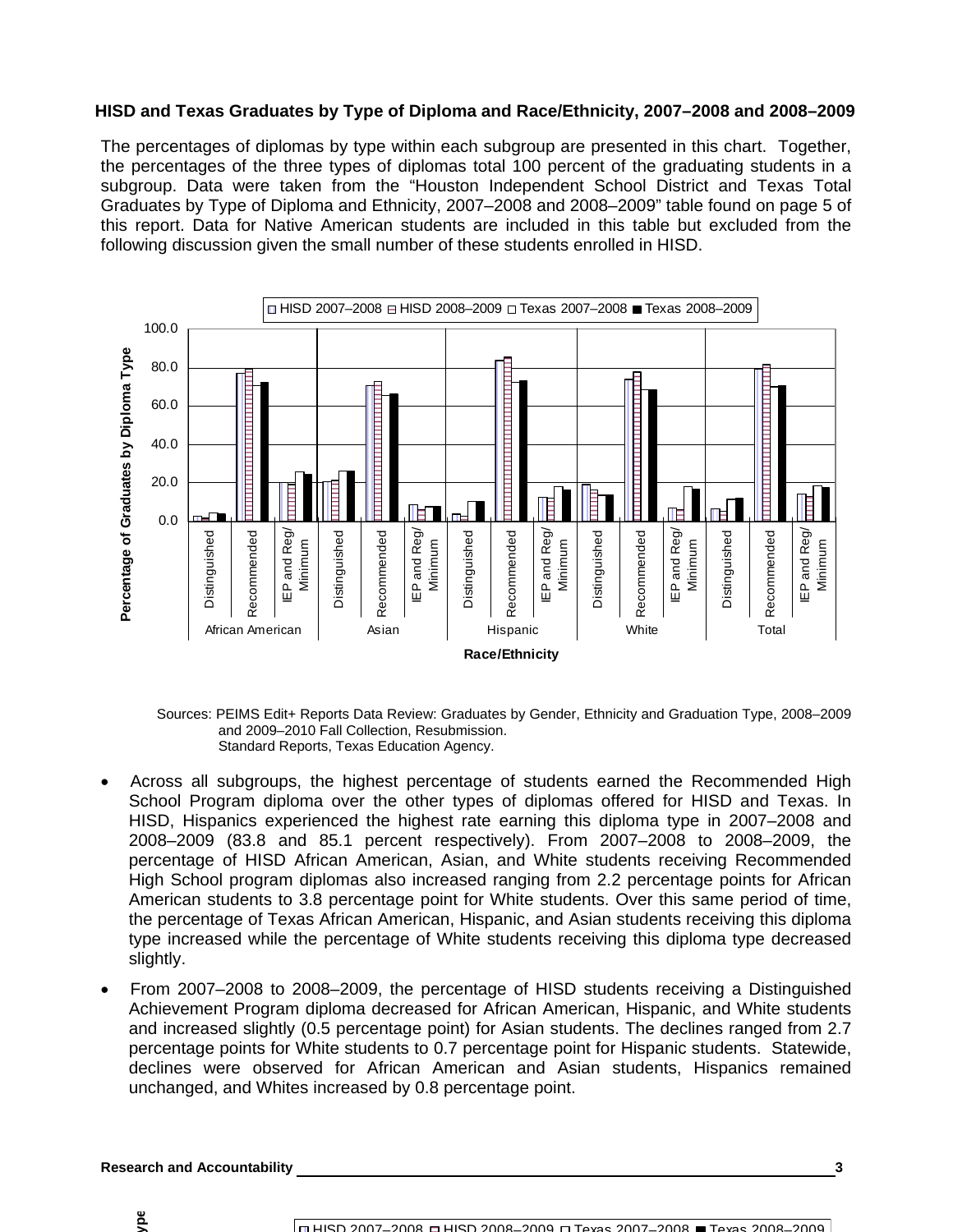**HISD and Texas Graduates by Type of Diploma and Race/Ethnicity, 2007–2008 and 2008–2009**

The percentages of diplomas by type within each subgroup are presented in this chart. Together, the percentages of the three types of diplomas total 100 percent of the graduating students in a subgroup. Data were taken from the "Houston Independent School District and Texas Total Graduates by Type of Diploma and Ethnicity, 2007–2008 and 2008–2009" table found on page 5 of this report. Data for Native American students are included in this table but excluded from the following discussion given the small number of these students enrolled in HISD.

Sources: PEIMS Edit+ Reports Data Review: Graduates by Gender, Ethnicity and Graduation Type, 2008–2009 and 2009–2010 Fall Collection, Resubmission.
Standard Reports, Texas Education Agency.

- Across all subgroups, the highest percentage of students earned the Recommended High School Program diploma over the other types of diplomas offered for HISD and Texas. In HISD, Hispanics experienced the highest rate earning this diploma type in 2007–2008 and 2008–2009 (83.8 and 85.1 percent respectively). From 2007–2008 to 2008–2009, the percentage of HISD African American, Asian, and White students receiving Recommended High School program diplomas also increased ranging from 2.2 percentage points for African American students to 3.8 percentage point for White students. Over this same period of time, the percentage of Texas African American, Hispanic, and Asian students receiving this diploma type increased while the percentage of White students receiving this diploma type decreased slightly.
- From 2007–2008 to 2008–2009, the percentage of HISD students receiving a Distinguished Achievement Program diploma decreased for African American, Hispanic, and White students and increased slightly (0.5 percentage point) for Asian students. The declines ranged from 2.7 percentage points for White students to 0.7 percentage point for Hispanic students. Statewide, declines were observed for African American and Asian students, Hispanics remained unchanged, and Whites increased by 0.8 percentage point.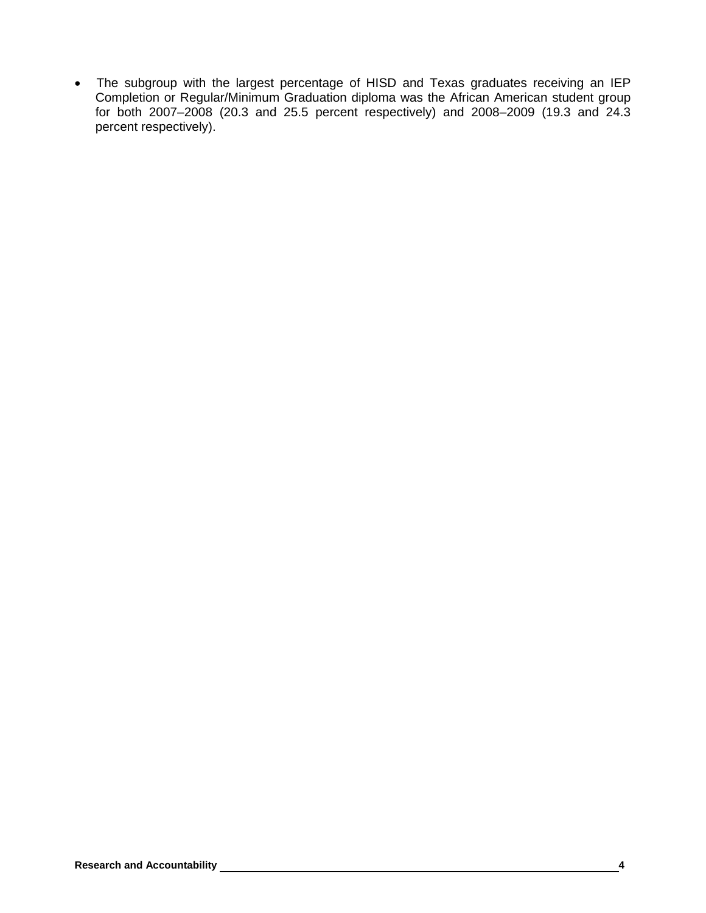- The subgroup with the largest percentage of HISD and Texas graduates receiving an IEP Completion or Regular/Minimum Graduation diploma was the African American student group for both 2007–2008 (20.3 and 25.5 percent respectively) and 2008–2009 (19.3 and 24.3 percent respectively).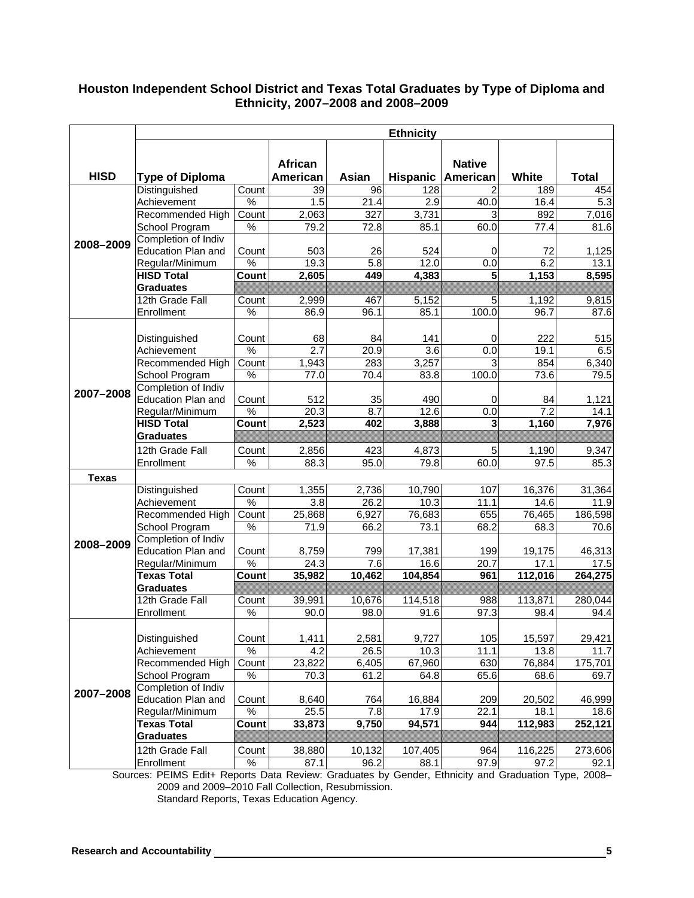**Houston Independent School District and Texas Total Graduates by Type of Diploma and Ethnicity, 2007–2008 and 2008–2009**

| | | | Ethnicity | | | | | |
|---|---|---|---|---|---|---|---|---|
| **HISD** | **Type of Diploma** | | **African American** | **Asian** | **Hispanic** | **Native American** | **White** | **Total** |
| **2008–2009** | Distinguished Achievement | Count | 39 | 96 | 128 | 2 | 189 | 454 |
| | | % | 1.5 | 21.4 | 2.9 | 40.0 | 16.4 | 5.3 |
| | Recommended High School Program | Count | 2,063 | 327 | 3,731 | 3 | 892 | 7,016 |
| | | % | 79.2 | 72.8 | 85.1 | 60.0 | 77.4 | 81.6 |
| | Completion of Indiv Education Plan and Regular/Minimum | Count | 503 | 26 | 524 | 0 | 72 | 1,125 |
| | | % | 19.3 | 5.8 | 12.0 | 0.0 | 6.2 | 13.1 |
| | **HISD Total Graduates** | **Count** | **2,605** | **449** | **4,383** | **5** | **1,153** | **8,595** |
| | 12th Grade Fall Enrollment | Count | 2,999 | 467 | 5,152 | 5 | 1,192 | 9,815 |
| | | % | 86.9 | 96.1 | 85.1 | 100.0 | 96.7 | 87.6 |
| **2007–2008** | Distinguished Achievement | Count | 68 | 84 | 141 | 0 | 222 | 515 |
| | | % | 2.7 | 20.9 | 3.6 | 0.0 | 19.1 | 6.5 |
| | Recommended High School Program | Count | 1,943 | 283 | 3,257 | 3 | 854 | 6,340 |
| | | % | 77.0 | 70.4 | 83.8 | 100.0 | 73.6 | 79.5 |
| | Completion of Indiv Education Plan and Regular/Minimum | Count | 512 | 35 | 490 | 0 | 84 | 1,121 |
| | | % | 20.3 | 8.7 | 12.6 | 0.0 | 7.2 | 14.1 |
| | **HISD Total Graduates** | **Count** | **2,523** | **402** | **3,888** | **3** | **1,160** | **7,976** |
| | 12th Grade Fall Enrollment | Count | 2,856 | 423 | 4,873 | 5 | 1,190 | 9,347 |
| | | % | 88.3 | 95.0 | 79.8 | 60.0 | 97.5 | 85.3 |
| **Texas** | | | | | | | | |
| **2008–2009** | Distinguished Achievement | Count | 1,355 | 2,736 | 10,790 | 107 | 16,376 | 31,364 |
| | | % | 3.8 | 26.2 | 10.3 | 11.1 | 14.6 | 11.9 |
| | Recommended High School Program | Count | 25,868 | 6,927 | 76,683 | 655 | 76,465 | 186,598 |
| | | % | 71.9 | 66.2 | 73.1 | 68.2 | 68.3 | 70.6 |
| | Completion of Indiv Education Plan and Regular/Minimum | Count | 8,759 | 799 | 17,381 | 199 | 19,175 | 46,313 |
| | | % | 24.3 | 7.6 | 16.6 | 20.7 | 17.1 | 17.5 |
| | **Texas Total Graduates** | **Count** | **35,982** | **10,462** | **104,854** | **961** | **112,016** | **264,275** |
| | 12th Grade Fall Enrollment | Count | 39,991 | 10,676 | 114,518 | 988 | 113,871 | 280,044 |
| | | % | 90.0 | 98.0 | 91.6 | 97.3 | 98.4 | 94.4 |
| **2007–2008** | Distinguished Achievement | Count | 1,411 | 2,581 | 9,727 | 105 | 15,597 | 29,421 |
| | | % | 4.2 | 26.5 | 10.3 | 11.1 | 13.8 | 11.7 |
| | Recommended High School Program | Count | 23,822 | 6,405 | 67,960 | 630 | 76,884 | 175,701 |
| | | % | 70.3 | 61.2 | 64.8 | 65.6 | 68.6 | 69.7 |
| | Completion of Indiv Education Plan and Regular/Minimum | Count | 8,640 | 764 | 16,884 | 209 | 20,502 | 46,999 |
| | | % | 25.5 | 7.8 | 17.9 | 22.1 | 18.1 | 18.6 |
| | **Texas Total Graduates** | **Count** | **33,873** | **9,750** | **94,571** | **944** | **112,983** | **252,121** |
| | 12th Grade Fall Enrollment | Count | 38,880 | 10,132 | 107,405 | 964 | 116,225 | 273,606 |
| | | % | 87.1 | 96.2 | 88.1 | 97.9 | 97.2 | 92.1 |

Sources: PEIMS Edit+ Reports Data Review: Graduates by Gender, Ethnicity and Graduation Type, 2008–2009 and 2009–2010 Fall Collection, Resubmission.
Standard Reports, Texas Education Agency.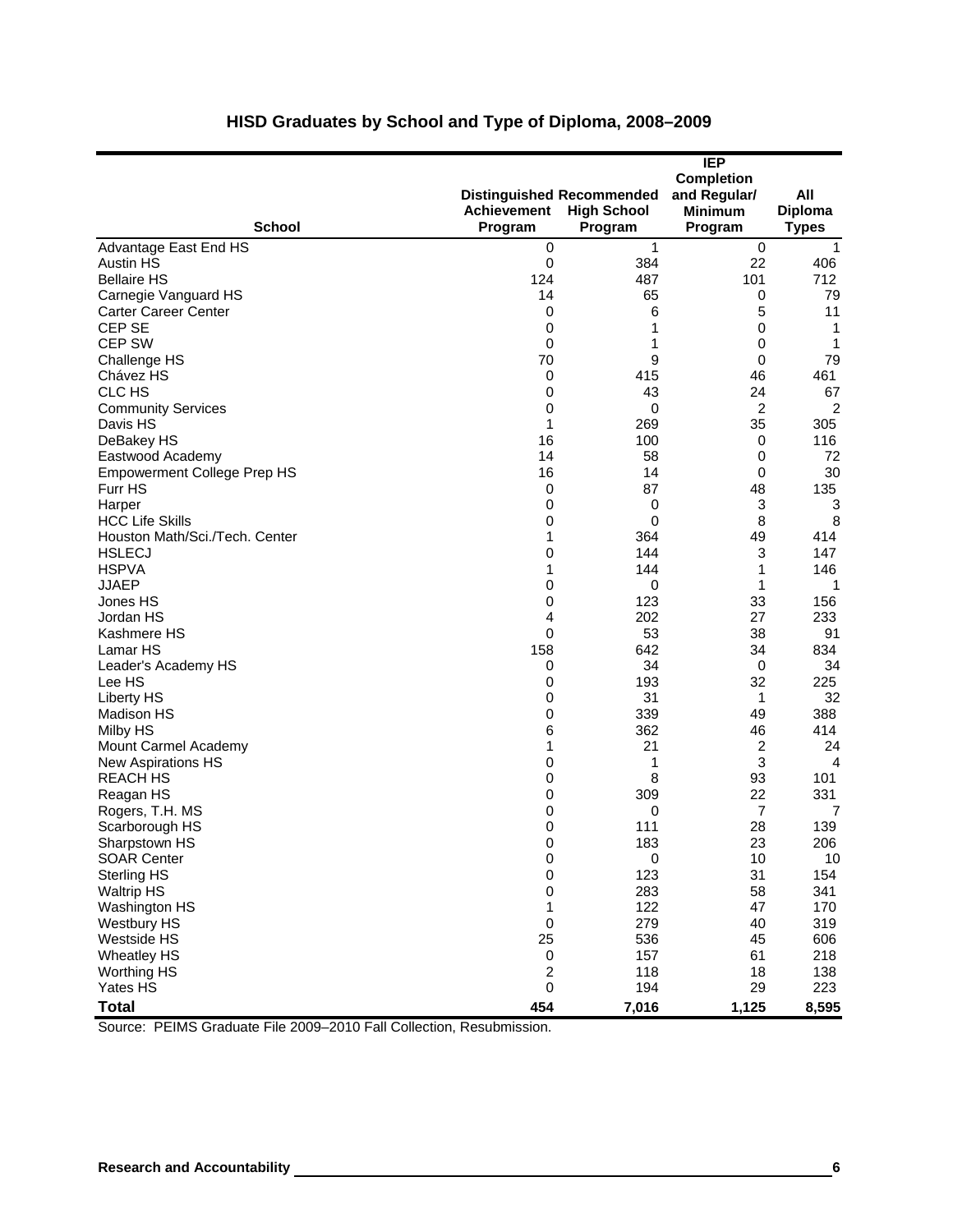## HISD Graduates by School and Type of Diploma, 2008–2009

| School | Distinguished Achievement Program | Recommended High School Program | IEP Completion and Regular/ Minimum Program | All Diploma Types |
|---|---|---|---|---|
| Advantage East End HS | 0 | 1 | 0 | 1 |
| Austin HS | 0 | 384 | 22 | 406 |
| Bellaire HS | 124 | 487 | 101 | 712 |
| Carnegie Vanguard HS | 14 | 65 | 0 | 79 |
| Carter Career Center | 0 | 6 | 5 | 11 |
| CEP SE | 0 | 1 | 0 | 1 |
| CEP SW | 0 | 1 | 0 | 1 |
| Challenge HS | 70 | 9 | 0 | 79 |
| Chávez HS | 0 | 415 | 46 | 461 |
| CLC HS | 0 | 43 | 24 | 67 |
| Community Services | 0 | 0 | 2 | 2 |
| Davis HS | 1 | 269 | 35 | 305 |
| DeBakey HS | 16 | 100 | 0 | 116 |
| Eastwood Academy | 14 | 58 | 0 | 72 |
| Empowerment College Prep HS | 16 | 14 | 0 | 30 |
| Furr HS | 0 | 87 | 48 | 135 |
| Harper | 0 | 0 | 3 | 3 |
| HCC Life Skills | 0 | 0 | 8 | 8 |
| Houston Math/Sci./Tech. Center | 1 | 364 | 49 | 414 |
| HSLECJ | 0 | 144 | 3 | 147 |
| HSPVA | 1 | 144 | 1 | 146 |
| JJAEP | 0 | 0 | 1 | 1 |
| Jones HS | 0 | 123 | 33 | 156 |
| Jordan HS | 4 | 202 | 27 | 233 |
| Kashmere HS | 0 | 53 | 38 | 91 |
| Lamar HS | 158 | 642 | 34 | 834 |
| Leader's Academy HS | 0 | 34 | 0 | 34 |
| Lee HS | 0 | 193 | 32 | 225 |
| Liberty HS | 0 | 31 | 1 | 32 |
| Madison HS | 0 | 339 | 49 | 388 |
| Milby HS | 6 | 362 | 46 | 414 |
| Mount Carmel Academy | 1 | 21 | 2 | 24 |
| New Aspirations HS | 0 | 1 | 3 | 4 |
| REACH HS | 0 | 8 | 93 | 101 |
| Reagan HS | 0 | 309 | 22 | 331 |
| Rogers, T.H. MS | 0 | 0 | 7 | 7 |
| Scarborough HS | 0 | 111 | 28 | 139 |
| Sharpstown HS | 0 | 183 | 23 | 206 |
| SOAR Center | 0 | 0 | 10 | 10 |
| Sterling HS | 0 | 123 | 31 | 154 |
| Waltrip HS | 0 | 283 | 58 | 341 |
| Washington HS | 1 | 122 | 47 | 170 |
| Westbury HS | 0 | 279 | 40 | 319 |
| Westside HS | 25 | 536 | 45 | 606 |
| Wheatley HS | 0 | 157 | 61 | 218 |
| Worthing HS | 2 | 118 | 18 | 138 |
| Yates HS | 0 | 194 | 29 | 223 |
| **Total** | **454** | **7,016** | **1,125** | **8,595** |

Source: PEIMS Graduate File 2009–2010 Fall Collection, Resubmission.